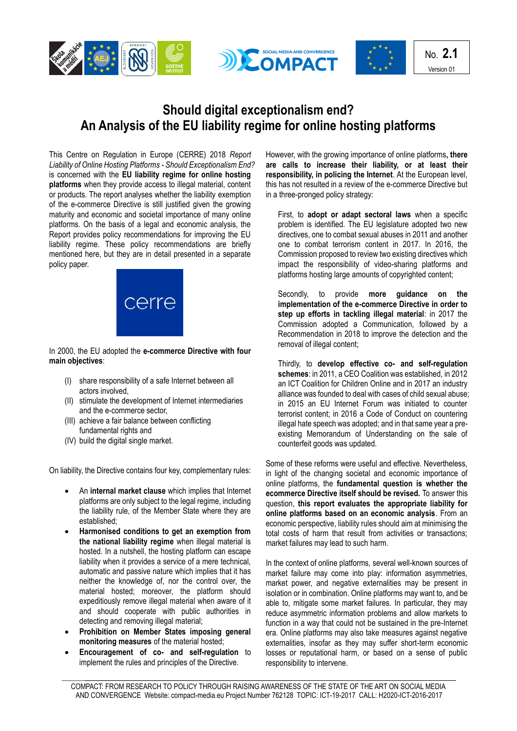No. **2.1**
Version 01

# Should digital exceptionalism end? An Analysis of the EU liability regime for online hosting platforms

This Centre on Regulation in Europe (CERRE) 2018 *Report Liability of Online Hosting Platforms - Should Exceptionalism End?* is concerned with the **EU liability regime for online hosting platforms** when they provide access to illegal material, content or products. The report analyses whether the liability exemption of the e-commerce Directive is still justified given the growing maturity and economic and societal importance of many online platforms. On the basis of a legal and economic analysis, the Report provides policy recommendations for improving the EU liability regime. These policy recommendations are briefly mentioned here, but they are in detail presented in a separate policy paper.

In 2000, the EU adopted the **e-commerce Directive with four main objectives**:

(I) share responsibility of a safe Internet between all actors involved,
(II) stimulate the development of Internet intermediaries and the e-commerce sector,
(III) achieve a fair balance between conflicting fundamental rights and
(IV) build the digital single market.

On liability, the Directive contains four key, complementary rules:

- An **internal market clause** which implies that Internet platforms are only subject to the legal regime, including the liability rule, of the Member State where they are established;
- **Harmonised conditions to get an exemption from the national liability regime** when illegal material is hosted. In a nutshell, the hosting platform can escape liability when it provides a service of a mere technical, automatic and passive nature which implies that it has neither the knowledge of, nor the control over, the material hosted; moreover, the platform should expeditiously remove illegal material when aware of it and should cooperate with public authorities in detecting and removing illegal material;
- **Prohibition on Member States imposing general monitoring measures** of the material hosted;
- **Encouragement of co- and self-regulation** to implement the rules and principles of the Directive.

However, with the growing importance of online platforms, **there are calls to increase their liability, or at least their responsibility, in policing the Internet**. At the European level, this has not resulted in a review of the e-commerce Directive but in a three-pronged policy strategy:

First, to **adopt or adapt sectoral laws** when a specific problem is identified. The EU legislature adopted two new directives, one to combat sexual abuses in 2011 and another one to combat terrorism content in 2017. In 2016, the Commission proposed to review two existing directives which impact the responsibility of video-sharing platforms and platforms hosting large amounts of copyrighted content;

Secondly, to provide **more guidance on the implementation of the e-commerce Directive in order to step up efforts in tackling illegal material**: in 2017 the Commission adopted a Communication, followed by a Recommendation in 2018 to improve the detection and the removal of illegal content;

Thirdly, to **develop effective co- and self-regulation schemes**: in 2011, a CEO Coalition was established, in 2012 an ICT Coalition for Children Online and in 2017 an industry alliance was founded to deal with cases of child sexual abuse; in 2015 an EU Internet Forum was initiated to counter terrorist content; in 2016 a Code of Conduct on countering illegal hate speech was adopted; and in that same year a pre-existing Memorandum of Understanding on the sale of counterfeit goods was updated.

Some of these reforms were useful and effective. Nevertheless, in light of the changing societal and economic importance of online platforms, the **fundamental question is whether the ecommerce Directive itself should be revised.** To answer this question, **this report evaluates the appropriate liability for online platforms based on an economic analysis**. From an economic perspective, liability rules should aim at minimising the total costs of harm that result from activities or transactions; market failures may lead to such harm.

In the context of online platforms, several well-known sources of market failure may come into play: information asymmetries, market power, and negative externalities may be present in isolation or in combination. Online platforms may want to, and be able to, mitigate some market failures. In particular, they may reduce asymmetric information problems and allow markets to function in a way that could not be sustained in the pre-Internet era. Online platforms may also take measures against negative externalities, insofar as they may suffer short-term economic losses or reputational harm, or based on a sense of public responsibility to intervene.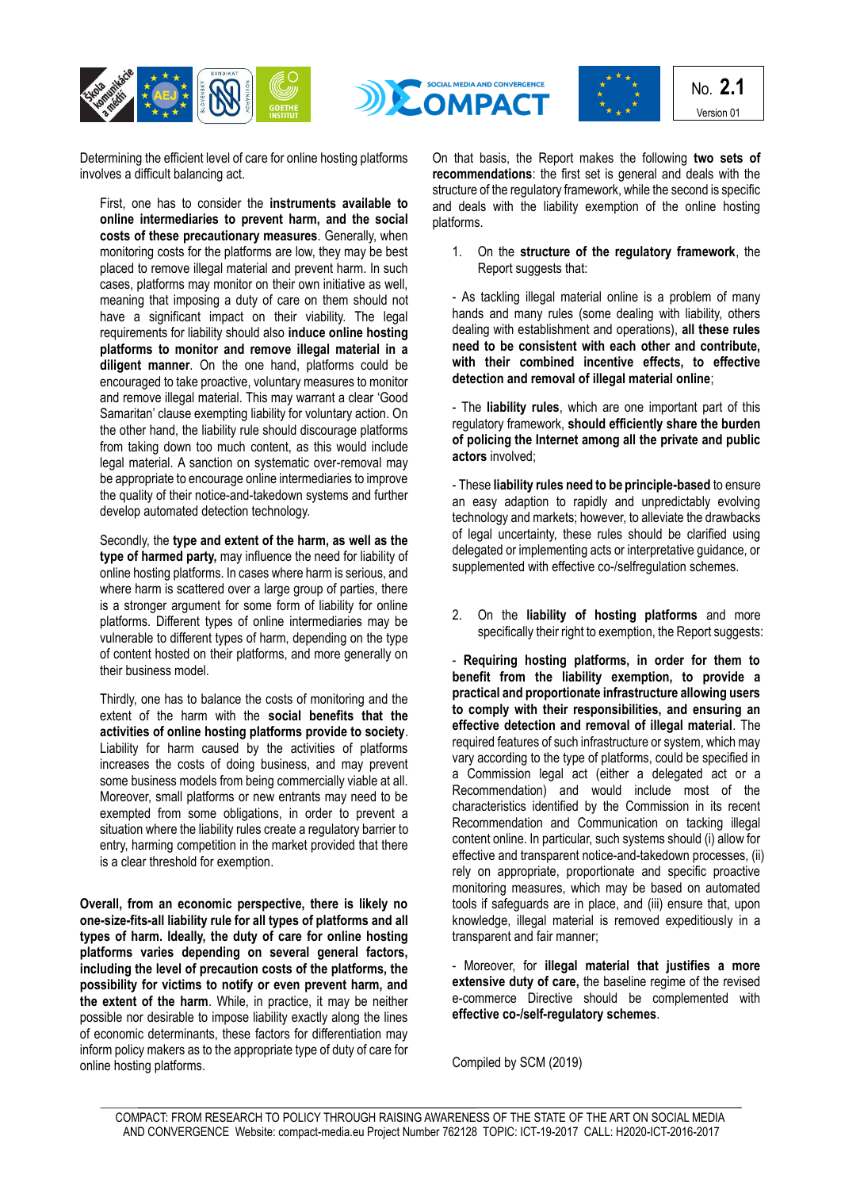Determining the efficient level of care for online hosting platforms involves a difficult balancing act.

First, one has to consider the **instruments available to online intermediaries to prevent harm, and the social costs of these precautionary measures**. Generally, when monitoring costs for the platforms are low, they may be best placed to remove illegal material and prevent harm. In such cases, platforms may monitor on their own initiative as well, meaning that imposing a duty of care on them should not have a significant impact on their viability. The legal requirements for liability should also **induce online hosting platforms to monitor and remove illegal material in a diligent manner**. On the one hand, platforms could be encouraged to take proactive, voluntary measures to monitor and remove illegal material. This may warrant a clear 'Good Samaritan' clause exempting liability for voluntary action. On the other hand, the liability rule should discourage platforms from taking down too much content, as this would include legal material. A sanction on systematic over-removal may be appropriate to encourage online intermediaries to improve the quality of their notice-and-takedown systems and further develop automated detection technology.

Secondly, the **type and extent of the harm, as well as the type of harmed party,** may influence the need for liability of online hosting platforms. In cases where harm is serious, and where harm is scattered over a large group of parties, there is a stronger argument for some form of liability for online platforms. Different types of online intermediaries may be vulnerable to different types of harm, depending on the type of content hosted on their platforms, and more generally on their business model.

Thirdly, one has to balance the costs of monitoring and the extent of the harm with the **social benefits that the activities of online hosting platforms provide to society**. Liability for harm caused by the activities of platforms increases the costs of doing business, and may prevent some business models from being commercially viable at all. Moreover, small platforms or new entrants may need to be exempted from some obligations, in order to prevent a situation where the liability rules create a regulatory barrier to entry, harming competition in the market provided that there is a clear threshold for exemption.

**Overall, from an economic perspective, there is likely no one-size-fits-all liability rule for all types of platforms and all types of harm. Ideally, the duty of care for online hosting platforms varies depending on several general factors, including the level of precaution costs of the platforms, the possibility for victims to notify or even prevent harm, and the extent of the harm**. While, in practice, it may be neither possible nor desirable to impose liability exactly along the lines of economic determinants, these factors for differentiation may inform policy makers as to the appropriate type of duty of care for online hosting platforms.

On that basis, the Report makes the following **two sets of recommendations**: the first set is general and deals with the structure of the regulatory framework, while the second is specific and deals with the liability exemption of the online hosting platforms.

1. On the **structure of the regulatory framework**, the Report suggests that:

- As tackling illegal material online is a problem of many hands and many rules (some dealing with liability, others dealing with establishment and operations), **all these rules need to be consistent with each other and contribute, with their combined incentive effects, to effective detection and removal of illegal material online**;

- The **liability rules**, which are one important part of this regulatory framework, **should efficiently share the burden of policing the Internet among all the private and public actors** involved;

- These **liability rules need to be principle-based** to ensure an easy adaption to rapidly and unpredictably evolving technology and markets; however, to alleviate the drawbacks of legal uncertainty, these rules should be clarified using delegated or implementing acts or interpretative guidance, or supplemented with effective co-/selfregulation schemes.

2. On the **liability of hosting platforms** and more specifically their right to exemption, the Report suggests:

- **Requiring hosting platforms, in order for them to benefit from the liability exemption, to provide a practical and proportionate infrastructure allowing users to comply with their responsibilities, and ensuring an effective detection and removal of illegal material**. The required features of such infrastructure or system, which may vary according to the type of platforms, could be specified in a Commission legal act (either a delegated act or a Recommendation) and would include most of the characteristics identified by the Commission in its recent Recommendation and Communication on tacking illegal content online. In particular, such systems should (i) allow for effective and transparent notice-and-takedown processes, (ii) rely on appropriate, proportionate and specific proactive monitoring measures, which may be based on automated tools if safeguards are in place, and (iii) ensure that, upon knowledge, illegal material is removed expeditiously in a transparent and fair manner;

- Moreover, for **illegal material that justifies a more extensive duty of care,** the baseline regime of the revised e-commerce Directive should be complemented with **effective co-/self-regulatory schemes**.

Compiled by SCM (2019)